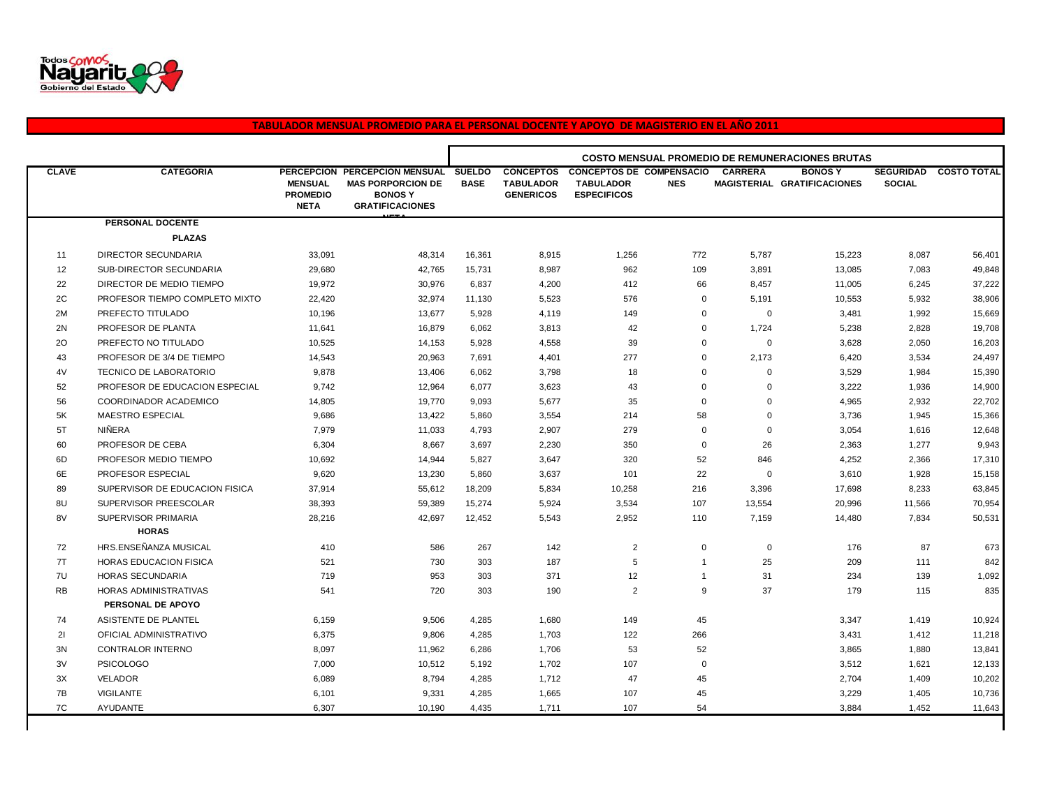Todos somos Nayarit
Gobierno del Estado

## TABULADOR MENSUAL PROMEDIO PARA EL PERSONAL DOCENTE Y APOYO DE MAGISTERIO EN EL AÑO 2011

| CLAVE | CATEGORIA | PERCEPCION MENSUAL PROMEDIO NETA | PERCEPCION MENSUAL MAS PORPORCION DE BONOS Y GRATIFICACIONES NETA | COSTO MENSUAL PROMEDIO DE REMUNERACIONES BRUTAS | | | | | | | |
|---|---|---|---|---|---|---|---|---|---|---|---|
| | | | | SUELDO BASE | CONCEPTOS TABULADOR GENERICOS | CONCEPTOS DE TABULADOR ESPECIFICOS | COMPENSACIONES | CARRERA MAGISTERIAL | BONOS Y GRATIFICACIONES | SEGURIDAD SOCIAL | COSTO TOTAL |
| | **PERSONAL DOCENTE** | | | | | | | | | | |
| | **PLAZAS** | | | | | | | | | | |
| 11 | DIRECTOR SECUNDARIA | 33,091 | 48,314 | 16,361 | 8,915 | 1,256 | 772 | 5,787 | 15,223 | 8,087 | 56,401 |
| 12 | SUB-DIRECTOR SECUNDARIA | 29,680 | 42,765 | 15,731 | 8,987 | 962 | 109 | 3,891 | 13,085 | 7,083 | 49,848 |
| 22 | DIRECTOR DE MEDIO TIEMPO | 19,972 | 30,976 | 6,837 | 4,200 | 412 | 66 | 8,457 | 11,005 | 6,245 | 37,222 |
| 2C | PROFESOR TIEMPO COMPLETO MIXTO | 22,420 | 32,974 | 11,130 | 5,523 | 576 | 0 | 5,191 | 10,553 | 5,932 | 38,906 |
| 2M | PREFECTO TITULADO | 10,196 | 13,677 | 5,928 | 4,119 | 149 | 0 | 0 | 3,481 | 1,992 | 15,669 |
| 2N | PROFESOR DE PLANTA | 11,641 | 16,879 | 6,062 | 3,813 | 42 | 0 | 1,724 | 5,238 | 2,828 | 19,708 |
| 2O | PREFECTO NO TITULADO | 10,525 | 14,153 | 5,928 | 4,558 | 39 | 0 | 0 | 3,628 | 2,050 | 16,203 |
| 43 | PROFESOR DE 3/4 DE TIEMPO | 14,543 | 20,963 | 7,691 | 4,401 | 277 | 0 | 2,173 | 6,420 | 3,534 | 24,497 |
| 4V | TECNICO DE LABORATORIO | 9,878 | 13,406 | 6,062 | 3,798 | 18 | 0 | 0 | 3,529 | 1,984 | 15,390 |
| 52 | PROFESOR DE EDUCACION ESPECIAL | 9,742 | 12,964 | 6,077 | 3,623 | 43 | 0 | 0 | 3,222 | 1,936 | 14,900 |
| 56 | COORDINADOR ACADEMICO | 14,805 | 19,770 | 9,093 | 5,677 | 35 | 0 | 0 | 4,965 | 2,932 | 22,702 |
| 5K | MAESTRO ESPECIAL | 9,686 | 13,422 | 5,860 | 3,554 | 214 | 58 | 0 | 3,736 | 1,945 | 15,366 |
| 5T | NIÑERA | 7,979 | 11,033 | 4,793 | 2,907 | 279 | 0 | 0 | 3,054 | 1,616 | 12,648 |
| 60 | PROFESOR DE CEBA | 6,304 | 8,667 | 3,697 | 2,230 | 350 | 0 | 26 | 2,363 | 1,277 | 9,943 |
| 6D | PROFESOR MEDIO TIEMPO | 10,692 | 14,944 | 5,827 | 3,647 | 320 | 52 | 846 | 4,252 | 2,366 | 17,310 |
| 6E | PROFESOR ESPECIAL | 9,620 | 13,230 | 5,860 | 3,637 | 101 | 22 | 0 | 3,610 | 1,928 | 15,158 |
| 89 | SUPERVISOR DE EDUCACION FISICA | 37,914 | 55,612 | 18,209 | 5,834 | 10,258 | 216 | 3,396 | 17,698 | 8,233 | 63,845 |
| 8U | SUPERVISOR PREESCOLAR | 38,393 | 59,389 | 15,274 | 5,924 | 3,534 | 107 | 13,554 | 20,996 | 11,566 | 70,954 |
| 8V | SUPERVISOR PRIMARIA | 28,216 | 42,697 | 12,452 | 5,543 | 2,952 | 110 | 7,159 | 14,480 | 7,834 | 50,531 |
| | **HORAS** | | | | | | | | | | |
| 72 | HRS.ENSEÑANZA MUSICAL | 410 | 586 | 267 | 142 | 2 | 0 | 0 | 176 | 87 | 673 |
| 7T | HORAS EDUCACION FISICA | 521 | 730 | 303 | 187 | 5 | 1 | 25 | 209 | 111 | 842 |
| 7U | HORAS SECUNDARIA | 719 | 953 | 303 | 371 | 12 | 1 | 31 | 234 | 139 | 1,092 |
| RB | HORAS ADMINISTRATIVAS | 541 | 720 | 303 | 190 | 2 | 9 | 37 | 179 | 115 | 835 |
| | **PERSONAL DE APOYO** | | | | | | | | | | |
| 74 | ASISTENTE DE PLANTEL | 6,159 | 9,506 | 4,285 | 1,680 | 149 | 45 | | 3,347 | 1,419 | 10,924 |
| 2I | OFICIAL ADMINISTRATIVO | 6,375 | 9,806 | 4,285 | 1,703 | 122 | 266 | | 3,431 | 1,412 | 11,218 |
| 3N | CONTRALOR INTERNO | 8,097 | 11,962 | 6,286 | 1,706 | 53 | 52 | | 3,865 | 1,880 | 13,841 |
| 3V | PSICOLOGO | 7,000 | 10,512 | 5,192 | 1,702 | 107 | 0 | | 3,512 | 1,621 | 12,133 |
| 3X | VELADOR | 6,089 | 8,794 | 4,285 | 1,712 | 47 | 45 | | 2,704 | 1,409 | 10,202 |
| 7B | VIGILANTE | 6,101 | 9,331 | 4,285 | 1,665 | 107 | 45 | | 3,229 | 1,405 | 10,736 |
| 7C | AYUDANTE | 6,307 | 10,190 | 4,435 | 1,711 | 107 | 54 | | 3,884 | 1,452 | 11,643 |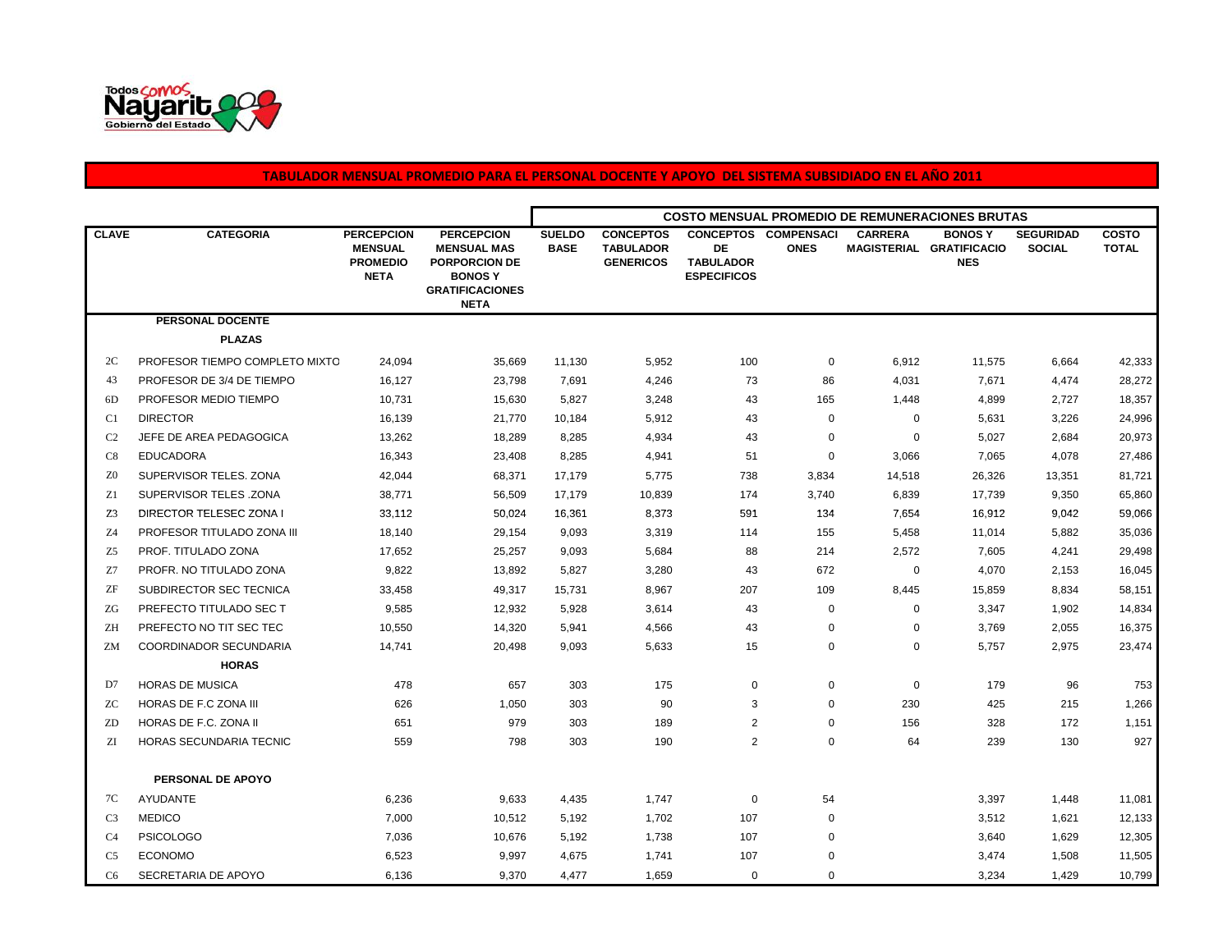Todos somos Nayarit
Gobierno del Estado

## TABULADOR MENSUAL PROMEDIO PARA EL PERSONAL DOCENTE Y APOYO DEL SISTEMA SUBSIDIADO EN EL AÑO 2011

| CLAVE | CATEGORIA | PERCEPCION MENSUAL PROMEDIO NETA | PERCEPCION MENSUAL MAS PORPORCION DE BONOS Y GRATIFICACIONES NETA | COSTO MENSUAL PROMEDIO DE REMUNERACIONES BRUTAS | | | | | | | |
|---|---|---|---|---|---|---|---|---|---|---|---|
| | | | | SUELDO BASE | CONCEPTOS TABULADOR GENERICOS | CONCEPTOS DE TABULADOR ESPECIFICOS | COMPENSACIONES | CARRERA MAGISTERIAL | BONOS Y GRATIFICACIONES | SEGURIDAD SOCIAL | COSTO TOTAL |
| | **PERSONAL DOCENTE** | | | | | | | | | | |
| | **PLAZAS** | | | | | | | | | | |
| 2C | PROFESOR TIEMPO COMPLETO MIXTO | 24,094 | 35,669 | 11,130 | 5,952 | 100 | 0 | 6,912 | 11,575 | 6,664 | 42,333 |
| 43 | PROFESOR DE 3/4 DE TIEMPO | 16,127 | 23,798 | 7,691 | 4,246 | 73 | 86 | 4,031 | 7,671 | 4,474 | 28,272 |
| 6D | PROFESOR MEDIO TIEMPO | 10,731 | 15,630 | 5,827 | 3,248 | 43 | 165 | 1,448 | 4,899 | 2,727 | 18,357 |
| C1 | DIRECTOR | 16,139 | 21,770 | 10,184 | 5,912 | 43 | 0 | 0 | 5,631 | 3,226 | 24,996 |
| C2 | JEFE DE AREA PEDAGOGICA | 13,262 | 18,289 | 8,285 | 4,934 | 43 | 0 | 0 | 5,027 | 2,684 | 20,973 |
| C8 | EDUCADORA | 16,343 | 23,408 | 8,285 | 4,941 | 51 | 0 | 3,066 | 7,065 | 4,078 | 27,486 |
| Z0 | SUPERVISOR TELES. ZONA | 42,044 | 68,371 | 17,179 | 5,775 | 738 | 3,834 | 14,518 | 26,326 | 13,351 | 81,721 |
| Z1 | SUPERVISOR TELES .ZONA | 38,771 | 56,509 | 17,179 | 10,839 | 174 | 3,740 | 6,839 | 17,739 | 9,350 | 65,860 |
| Z3 | DIRECTOR TELESEC ZONA I | 33,112 | 50,024 | 16,361 | 8,373 | 591 | 134 | 7,654 | 16,912 | 9,042 | 59,066 |
| Z4 | PROFESOR TITULADO ZONA III | 18,140 | 29,154 | 9,093 | 3,319 | 114 | 155 | 5,458 | 11,014 | 5,882 | 35,036 |
| Z5 | PROF. TITULADO ZONA | 17,652 | 25,257 | 9,093 | 5,684 | 88 | 214 | 2,572 | 7,605 | 4,241 | 29,498 |
| Z7 | PROFR. NO TITULADO ZONA | 9,822 | 13,892 | 5,827 | 3,280 | 43 | 672 | 0 | 4,070 | 2,153 | 16,045 |
| ZF | SUBDIRECTOR SEC TECNICA | 33,458 | 49,317 | 15,731 | 8,967 | 207 | 109 | 8,445 | 15,859 | 8,834 | 58,151 |
| ZG | PREFECTO TITULADO SEC T | 9,585 | 12,932 | 5,928 | 3,614 | 43 | 0 | 0 | 3,347 | 1,902 | 14,834 |
| ZH | PREFECTO NO TIT SEC TEC | 10,550 | 14,320 | 5,941 | 4,566 | 43 | 0 | 0 | 3,769 | 2,055 | 16,375 |
| ZM | COORDINADOR SECUNDARIA | 14,741 | 20,498 | 9,093 | 5,633 | 15 | 0 | 0 | 5,757 | 2,975 | 23,474 |
| | **HORAS** | | | | | | | | | | |
| D7 | HORAS DE MUSICA | 478 | 657 | 303 | 175 | 0 | 0 | 0 | 179 | 96 | 753 |
| ZC | HORAS DE F.C ZONA III | 626 | 1,050 | 303 | 90 | 3 | 0 | 230 | 425 | 215 | 1,266 |
| ZD | HORAS DE F.C. ZONA II | 651 | 979 | 303 | 189 | 2 | 0 | 156 | 328 | 172 | 1,151 |
| ZI | HORAS SECUNDARIA TECNIC | 559 | 798 | 303 | 190 | 2 | 0 | 64 | 239 | 130 | 927 |
| | **PERSONAL DE APOYO** | | | | | | | | | | |
| 7C | AYUDANTE | 6,236 | 9,633 | 4,435 | 1,747 | 0 | 54 | | 3,397 | 1,448 | 11,081 |
| C3 | MEDICO | 7,000 | 10,512 | 5,192 | 1,702 | 107 | 0 | | 3,512 | 1,621 | 12,133 |
| C4 | PSICOLOGO | 7,036 | 10,676 | 5,192 | 1,738 | 107 | 0 | | 3,640 | 1,629 | 12,305 |
| C5 | ECONOMO | 6,523 | 9,997 | 4,675 | 1,741 | 107 | 0 | | 3,474 | 1,508 | 11,505 |
| C6 | SECRETARIA DE APOYO | 6,136 | 9,370 | 4,477 | 1,659 | 0 | 0 | | 3,234 | 1,429 | 10,799 |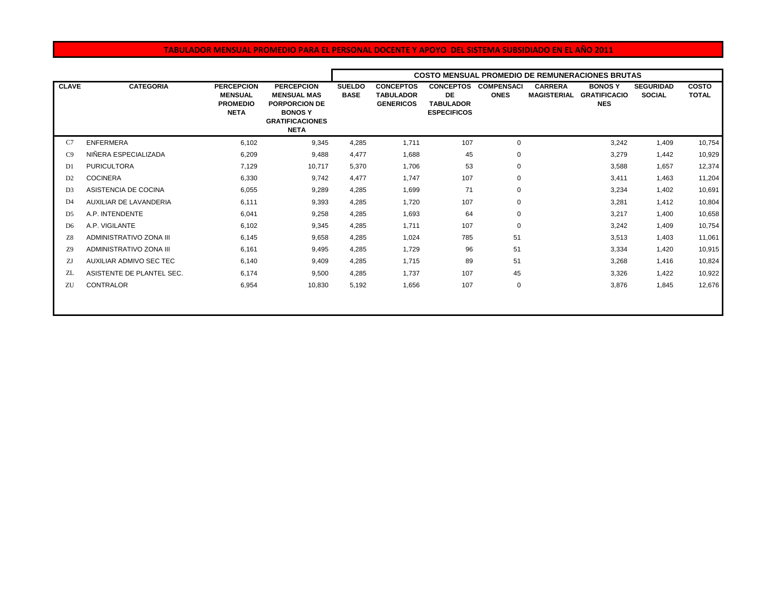# TABULADOR MENSUAL PROMEDIO PARA EL PERSONAL DOCENTE Y APOYO DEL SISTEMA SUBSIDIADO EN EL AÑO 2011

| | | | | COSTO MENSUAL PROMEDIO DE REMUNERACIONES BRUTAS | | | | | | | |
|---|---|---|---|---|---|---|---|---|---|---|---|
| **CLAVE** | **CATEGORIA** | **PERCEPCION MENSUAL PROMEDIO NETA** | **PERCEPCION MENSUAL MAS PORPORCION DE BONOS Y GRATIFICACIONES NETA** | **SUELDO BASE** | **CONCEPTOS TABULADOR GENERICOS** | **CONCEPTOS DE TABULADOR ESPECIFICOS** | **COMPENSACIONES** | **CARRERA MAGISTERIAL** | **BONOS Y GRATIFICACIONES** | **SEGURIDAD SOCIAL** | **COSTO TOTAL** |
| C7 | ENFERMERA | 6,102 | 9,345 | 4,285 | 1,711 | 107 | 0 | | 3,242 | 1,409 | 10,754 |
| C9 | NIÑERA ESPECIALIZADA | 6,209 | 9,488 | 4,477 | 1,688 | 45 | 0 | | 3,279 | 1,442 | 10,929 |
| D1 | PURICULTORA | 7,129 | 10,717 | 5,370 | 1,706 | 53 | 0 | | 3,588 | 1,657 | 12,374 |
| D2 | COCINERA | 6,330 | 9,742 | 4,477 | 1,747 | 107 | 0 | | 3,411 | 1,463 | 11,204 |
| D3 | ASISTENCIA DE COCINA | 6,055 | 9,289 | 4,285 | 1,699 | 71 | 0 | | 3,234 | 1,402 | 10,691 |
| D4 | AUXILIAR DE LAVANDERIA | 6,111 | 9,393 | 4,285 | 1,720 | 107 | 0 | | 3,281 | 1,412 | 10,804 |
| D5 | A.P. INTENDENTE | 6,041 | 9,258 | 4,285 | 1,693 | 64 | 0 | | 3,217 | 1,400 | 10,658 |
| D6 | A.P. VIGILANTE | 6,102 | 9,345 | 4,285 | 1,711 | 107 | 0 | | 3,242 | 1,409 | 10,754 |
| Z8 | ADMINISTRATIVO ZONA III | 6,145 | 9,658 | 4,285 | 1,024 | 785 | 51 | | 3,513 | 1,403 | 11,061 |
| Z9 | ADMINISTRATIVO ZONA III | 6,161 | 9,495 | 4,285 | 1,729 | 96 | 51 | | 3,334 | 1,420 | 10,915 |
| ZJ | AUXILIAR ADMIVO SEC TEC | 6,140 | 9,409 | 4,285 | 1,715 | 89 | 51 | | 3,268 | 1,416 | 10,824 |
| ZL | ASISTENTE DE PLANTEL SEC. | 6,174 | 9,500 | 4,285 | 1,737 | 107 | 45 | | 3,326 | 1,422 | 10,922 |
| ZU | CONTRALOR | 6,954 | 10,830 | 5,192 | 1,656 | 107 | 0 | | 3,876 | 1,845 | 12,676 |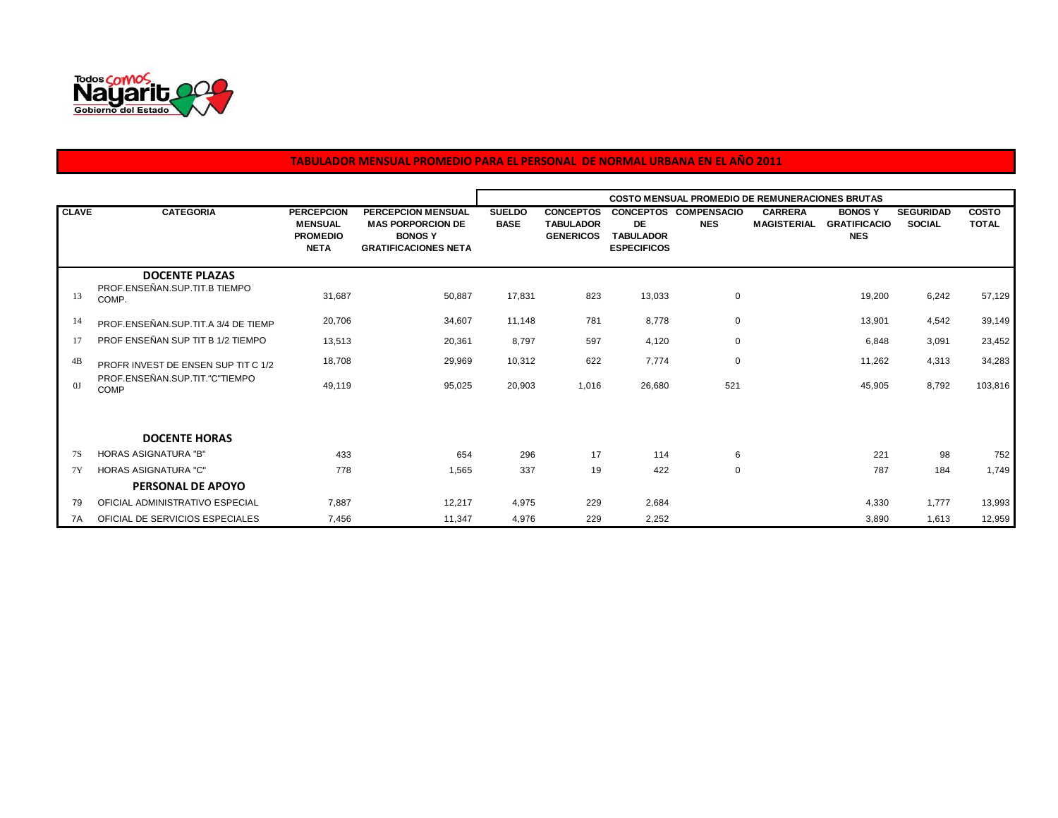## TABULADOR MENSUAL PROMEDIO PARA EL PERSONAL DE NORMAL URBANA EN EL AÑO 2011

| CLAVE | CATEGORIA | PERCEPCION MENSUAL PROMEDIO NETA | PERCEPCION MENSUAL MAS PORPORCION DE BONOS Y GRATIFICACIONES NETA | COSTO MENSUAL PROMEDIO DE REMUNERACIONES BRUTAS | | | | | | | |
|---|---|---|---|---|---|---|---|---|---|---|---|
| | | | | SUELDO BASE | CONCEPTOS TABULADOR GENERICOS | CONCEPTOS DE TABULADOR ESPECIFICOS | COMPENSACIONES | CARRERA MAGISTERIAL | BONOS Y GRATIFICACIONES | SEGURIDAD SOCIAL | COSTO TOTAL |
| | **DOCENTE PLAZAS** | | | | | | | | | | |
| 13 | PROF.ENSEÑAN.SUP.TIT.B TIEMPO COMP. | 31,687 | 50,887 | 17,831 | 823 | 13,033 | 0 | | 19,200 | 6,242 | 57,129 |
| 14 | PROF.ENSEÑAN.SUP.TIT.A 3/4 DE TIEMP | 20,706 | 34,607 | 11,148 | 781 | 8,778 | 0 | | 13,901 | 4,542 | 39,149 |
| 17 | PROF ENSEÑAN SUP TIT B 1/2 TIEMPO | 13,513 | 20,361 | 8,797 | 597 | 4,120 | 0 | | 6,848 | 3,091 | 23,452 |
| 4B | PROFR INVEST DE ENSEN SUP TIT C 1/2 | 18,708 | 29,969 | 10,312 | 622 | 7,774 | 0 | | 11,262 | 4,313 | 34,283 |
| 0J | PROF.ENSEÑAN.SUP.TIT."C"TIEMPO COMP | 49,119 | 95,025 | 20,903 | 1,016 | 26,680 | 521 | | 45,905 | 8,792 | 103,816 |
| | **DOCENTE HORAS** | | | | | | | | | | |
| 7S | HORAS ASIGNATURA "B" | 433 | 654 | 296 | 17 | 114 | 6 | | 221 | 98 | 752 |
| 7Y | HORAS ASIGNATURA "C" | 778 | 1,565 | 337 | 19 | 422 | 0 | | 787 | 184 | 1,749 |
| | **PERSONAL DE APOYO** | | | | | | | | | | |
| 79 | OFICIAL ADMINISTRATIVO ESPECIAL | 7,887 | 12,217 | 4,975 | 229 | 2,684 | | | 4,330 | 1,777 | 13,993 |
| 7A | OFICIAL DE SERVICIOS ESPECIALES | 7,456 | 11,347 | 4,976 | 229 | 2,252 | | | 3,890 | 1,613 | 12,959 |